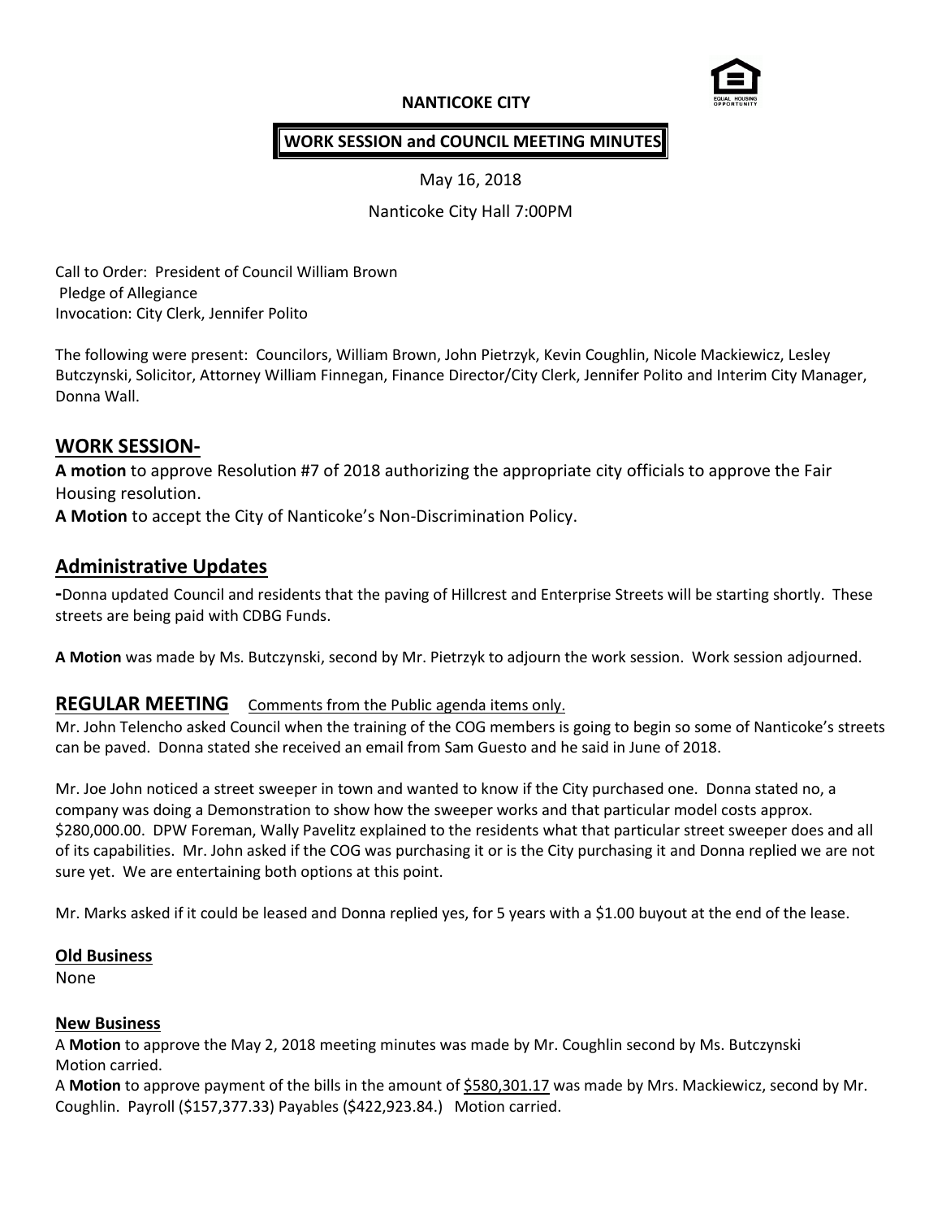**NANTICOKE CITY**

**WORK SESSION and COUNCIL MEETING MINUTES**

May 16, 2018

Nanticoke City Hall 7:00PM

Call to Order: President of Council William Brown
Pledge of Allegiance
Invocation: City Clerk, Jennifer Polito

The following were present: Councilors, William Brown, John Pietrzyk, Kevin Coughlin, Nicole Mackiewicz, Lesley Butczynski, Solicitor, Attorney William Finnegan, Finance Director/City Clerk, Jennifer Polito and Interim City Manager, Donna Wall.

## WORK SESSION-

**A motion** to approve Resolution #7 of 2018 authorizing the appropriate city officials to approve the Fair Housing resolution.
**A Motion** to accept the City of Nanticoke's Non-Discrimination Policy.

## Administrative Updates

-Donna updated Council and residents that the paving of Hillcrest and Enterprise Streets will be starting shortly. These streets are being paid with CDBG Funds.

**A Motion** was made by Ms. Butczynski, second by Mr. Pietrzyk to adjourn the work session. Work session adjourned.

## REGULAR MEETING Comments from the Public agenda items only.

Mr. John Telencho asked Council when the training of the COG members is going to begin so some of Nanticoke's streets can be paved. Donna stated she received an email from Sam Guesto and he said in June of 2018.

Mr. Joe John noticed a street sweeper in town and wanted to know if the City purchased one. Donna stated no, a company was doing a Demonstration to show how the sweeper works and that particular model costs approx. $280,000.00. DPW Foreman, Wally Pavelitz explained to the residents what that particular street sweeper does and all of its capabilities. Mr. John asked if the COG was purchasing it or is the City purchasing it and Donna replied we are not sure yet. We are entertaining both options at this point.

Mr. Marks asked if it could be leased and Donna replied yes, for 5 years with a $1.00 buyout at the end of the lease.

### Old Business

None

### New Business

A **Motion** to approve the May 2, 2018 meeting minutes was made by Mr. Coughlin second by Ms. Butczynski Motion carried.
A **Motion** to approve payment of the bills in the amount of $580,301.17 was made by Mrs. Mackiewicz, second by Mr. Coughlin. Payroll ($157,377.33) Payables ($422,923.84.) Motion carried.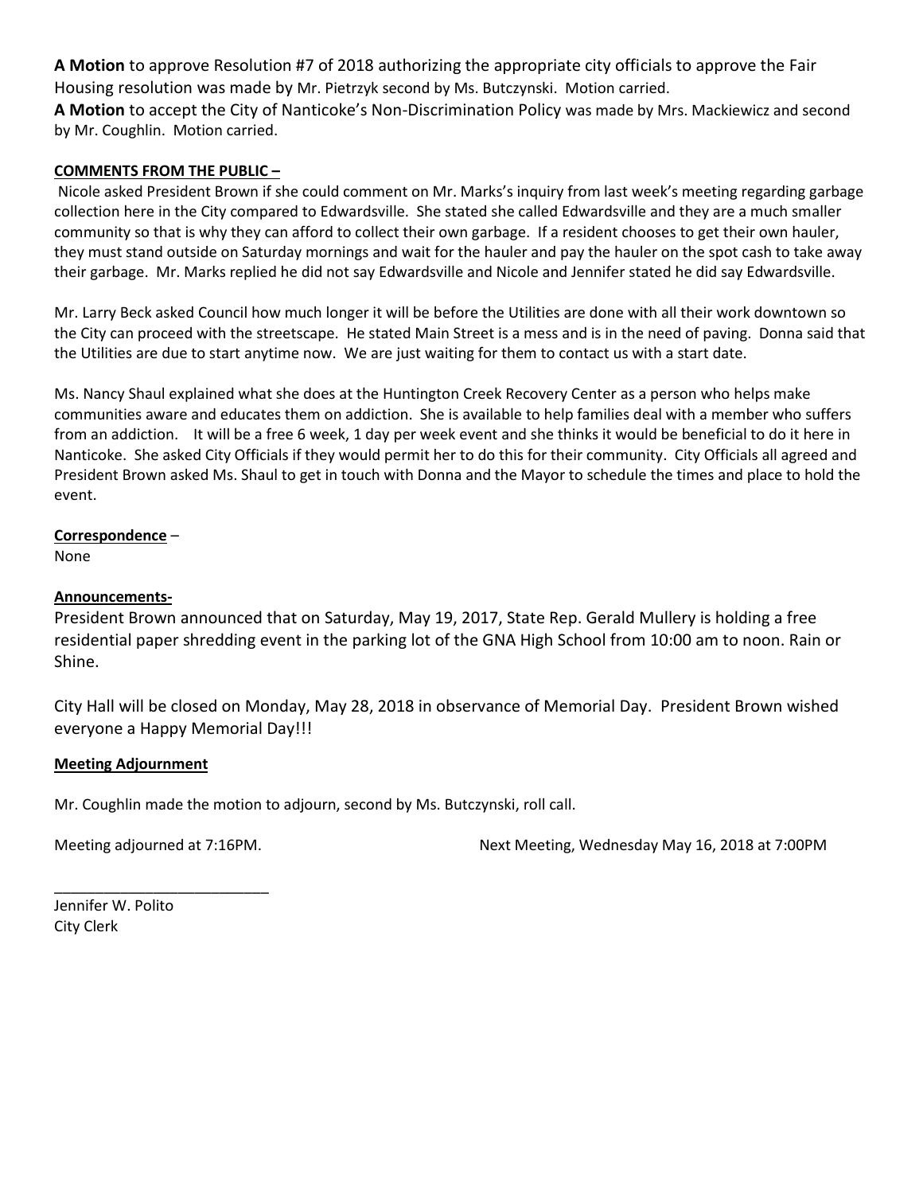**A Motion** to approve Resolution #7 of 2018 authorizing the appropriate city officials to approve the Fair Housing resolution was made by Mr. Pietrzyk second by Ms. Butczynski. Motion carried.

**A Motion** to accept the City of Nanticoke's Non-Discrimination Policy was made by Mrs. Mackiewicz and second by Mr. Coughlin. Motion carried.

**COMMENTS FROM THE PUBLIC –**

Nicole asked President Brown if she could comment on Mr. Marks's inquiry from last week's meeting regarding garbage collection here in the City compared to Edwardsville. She stated she called Edwardsville and they are a much smaller community so that is why they can afford to collect their own garbage. If a resident chooses to get their own hauler, they must stand outside on Saturday mornings and wait for the hauler and pay the hauler on the spot cash to take away their garbage. Mr. Marks replied he did not say Edwardsville and Nicole and Jennifer stated he did say Edwardsville.

Mr. Larry Beck asked Council how much longer it will be before the Utilities are done with all their work downtown so the City can proceed with the streetscape. He stated Main Street is a mess and is in the need of paving. Donna said that the Utilities are due to start anytime now. We are just waiting for them to contact us with a start date.

Ms. Nancy Shaul explained what she does at the Huntington Creek Recovery Center as a person who helps make communities aware and educates them on addiction. She is available to help families deal with a member who suffers from an addiction. It will be a free 6 week, 1 day per week event and she thinks it would be beneficial to do it here in Nanticoke. She asked City Officials if they would permit her to do this for their community. City Officials all agreed and President Brown asked Ms. Shaul to get in touch with Donna and the Mayor to schedule the times and place to hold the event.

**Correspondence** –

None

**Announcements-**

President Brown announced that on Saturday, May 19, 2017, State Rep. Gerald Mullery is holding a free residential paper shredding event in the parking lot of the GNA High School from 10:00 am to noon. Rain or Shine.

City Hall will be closed on Monday, May 28, 2018 in observance of Memorial Day. President Brown wished everyone a Happy Memorial Day!!!

**Meeting Adjournment**

Mr. Coughlin made the motion to adjourn, second by Ms. Butczynski, roll call.

Meeting adjourned at 7:16PM. Next Meeting, Wednesday May 16, 2018 at 7:00PM

\_\_\_\_\_\_\_\_\_\_\_\_\_\_\_\_\_\_\_\_\_\_\_\_\_\_

Jennifer W. Polito
City Clerk